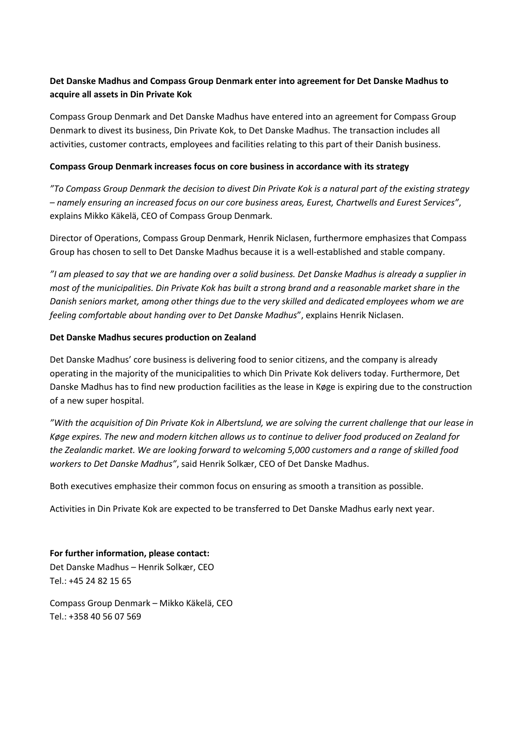**Det Danske Madhus and Compass Group Denmark enter into agreement for Det Danske Madhus to acquire all assets in Din Private Kok**

Compass Group Denmark and Det Danske Madhus have entered into an agreement for Compass Group Denmark to divest its business, Din Private Kok, to Det Danske Madhus. The transaction includes all activities, customer contracts, employees and facilities relating to this part of their Danish business.

**Compass Group Denmark increases focus on core business in accordance with its strategy**

*"To Compass Group Denmark the decision to divest Din Private Kok is a natural part of the existing strategy – namely ensuring an increased focus on our core business areas, Eurest, Chartwells and Eurest Services"*, explains Mikko Käkelä, CEO of Compass Group Denmark.

Director of Operations, Compass Group Denmark, Henrik Niclasen, furthermore emphasizes that Compass Group has chosen to sell to Det Danske Madhus because it is a well-established and stable company.

*"I am pleased to say that we are handing over a solid business. Det Danske Madhus is already a supplier in most of the municipalities. Din Private Kok has built a strong brand and a reasonable market share in the Danish seniors market, among other things due to the very skilled and dedicated employees whom we are feeling comfortable about handing over to Det Danske Madhus*", explains Henrik Niclasen.

**Det Danske Madhus secures production on Zealand**

Det Danske Madhus' core business is delivering food to senior citizens, and the company is already operating in the majority of the municipalities to which Din Private Kok delivers today. Furthermore, Det Danske Madhus has to find new production facilities as the lease in Køge is expiring due to the construction of a new super hospital.

*"With the acquisition of Din Private Kok in Albertslund, we are solving the current challenge that our lease in Køge expires. The new and modern kitchen allows us to continue to deliver food produced on Zealand for the Zealandic market. We are looking forward to welcoming 5,000 customers and a range of skilled food workers to Det Danske Madhus"*, said Henrik Solkær, CEO of Det Danske Madhus.

Both executives emphasize their common focus on ensuring as smooth a transition as possible.

Activities in Din Private Kok are expected to be transferred to Det Danske Madhus early next year.

**For further information, please contact:**
Det Danske Madhus – Henrik Solkær, CEO
Tel.: +45 24 82 15 65

Compass Group Denmark – Mikko Käkelä, CEO
Tel.: +358 40 56 07 569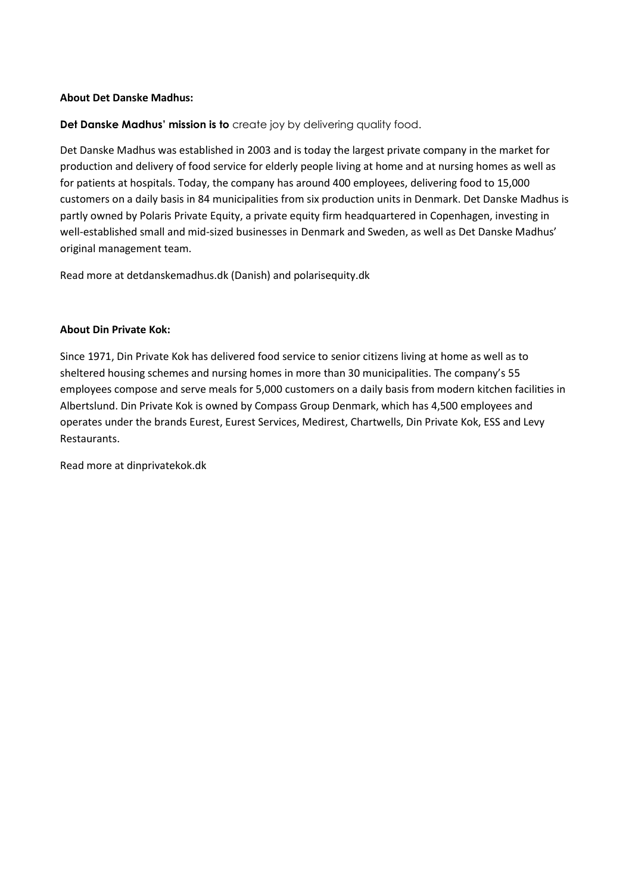**About Det Danske Madhus:**

**Det Danske Madhus' mission is to** create joy by delivering quality food.

Det Danske Madhus was established in 2003 and is today the largest private company in the market for production and delivery of food service for elderly people living at home and at nursing homes as well as for patients at hospitals. Today, the company has around 400 employees, delivering food to 15,000 customers on a daily basis in 84 municipalities from six production units in Denmark. Det Danske Madhus is partly owned by Polaris Private Equity, a private equity firm headquartered in Copenhagen, investing in well-established small and mid-sized businesses in Denmark and Sweden, as well as Det Danske Madhus' original management team.

Read more at detdanskemadhus.dk (Danish) and polarisequity.dk

**About Din Private Kok:**

Since 1971, Din Private Kok has delivered food service to senior citizens living at home as well as to sheltered housing schemes and nursing homes in more than 30 municipalities. The company's 55 employees compose and serve meals for 5,000 customers on a daily basis from modern kitchen facilities in Albertslund. Din Private Kok is owned by Compass Group Denmark, which has 4,500 employees and operates under the brands Eurest, Eurest Services, Medirest, Chartwells, Din Private Kok, ESS and Levy Restaurants.

Read more at dinprivatekok.dk